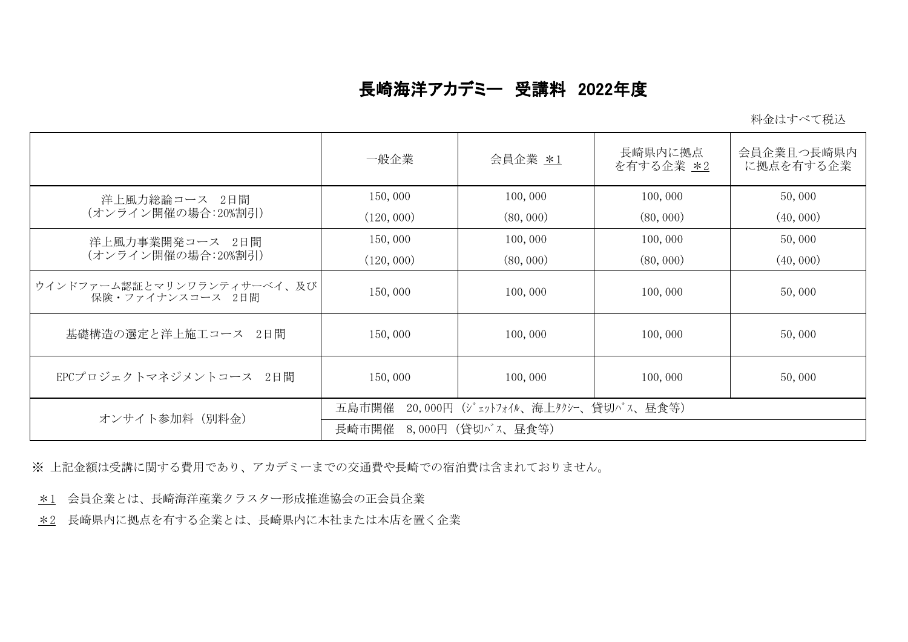# 長崎海洋アカデミー　受講料　2022年度

料金はすべて税込

| | 一般企業 | 会員企業 *1 | 長崎県内に拠点を有する企業 *2 | 会員企業且つ長崎県内に拠点を有する企業 |
|---|---|---|---|---|
| 洋上風力総論コース　2日間<br>（オンライン開催の場合:20%割引） | 150,000<br>(120,000) | 100,000<br>(80,000) | 100,000<br>(80,000) | 50,000<br>(40,000) |
| 洋上風力事業開発コース　2日間<br>（オンライン開催の場合:20%割引） | 150,000<br>(120,000) | 100,000<br>(80,000) | 100,000<br>(80,000) | 50,000<br>(40,000) |
| ウインドファーム認証とマリンワランティサーベイ、及び保険・ファイナンスコース　2日間 | 150,000 | 100,000 | 100,000 | 50,000 |
| 基礎構造の選定と洋上施工コース　2日間 | 150,000 | 100,000 | 100,000 | 50,000 |
| EPCプロジェクトマネジメントコース　2日間 | 150,000 | 100,000 | 100,000 | 50,000 |
| オンサイト参加料（別料金） | 五島市開催　20,000円（ｼﾞｪｯﾄﾌｫｲﾙ、海上ﾀｸｼｰ、貸切ﾊﾞｽ、昼食等） | | | |
| | 長崎市開催　8,000円（貸切ﾊﾞｽ、昼食等） | | | |

※ 上記金額は受講に関する費用であり、アカデミーまでの交通費や長崎での宿泊費は含まれておりません。

*1　会員企業とは、長崎海洋産業クラスター形成推進協会の正会員企業

*2　長崎県内に拠点を有する企業とは、長崎県内に本社または本店を置く企業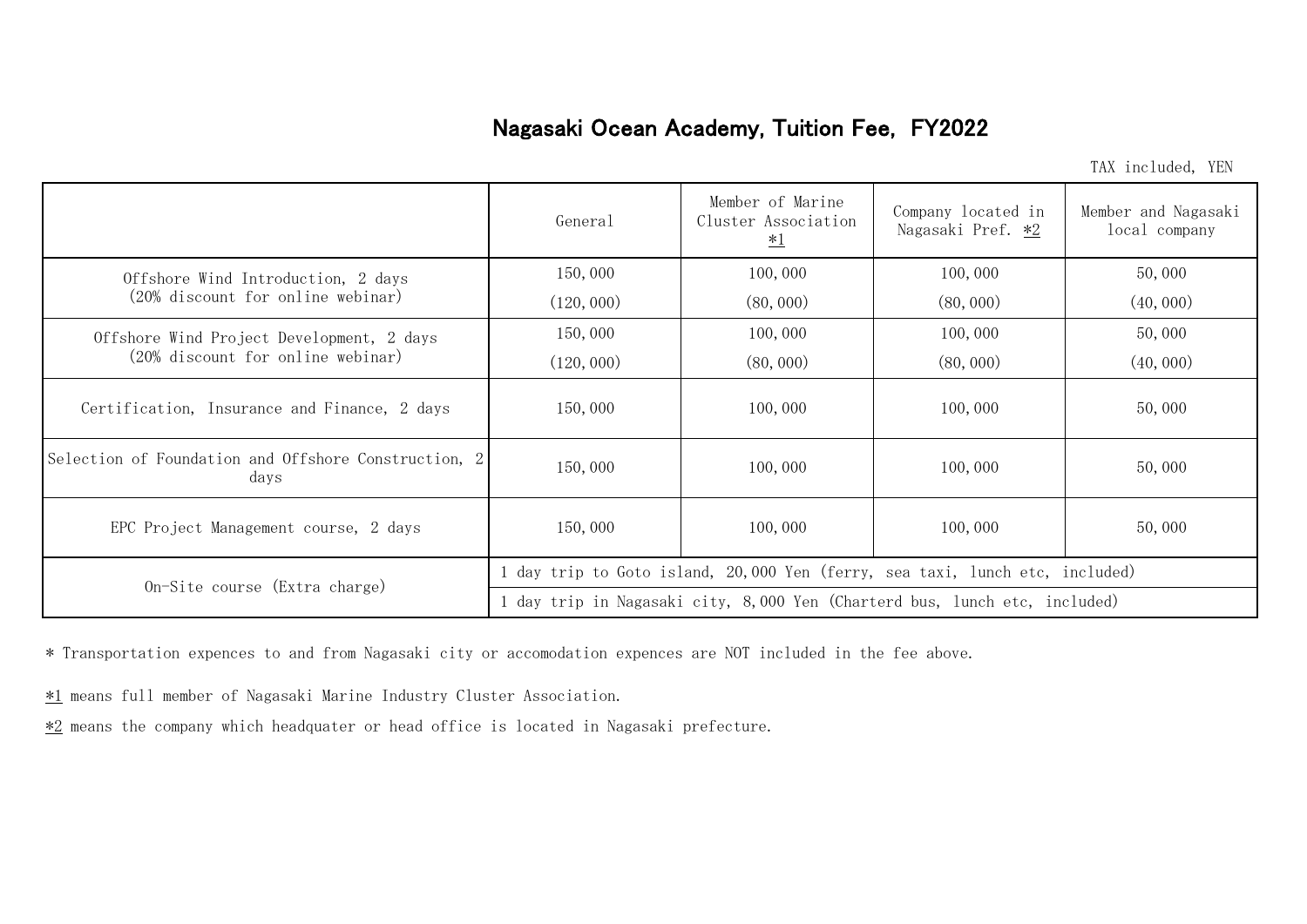# Nagasaki Ocean Academy, Tuition Fee, FY2022

TAX included, YEN

| | General | Member of Marine Cluster Association *1 | Company located in Nagasaki Pref. *2 | Member and Nagasaki local company |
|---|---|---|---|---|
| Offshore Wind Introduction, 2 days (20% discount for online webinar) | 150,000 (120,000) | 100,000 (80,000) | 100,000 (80,000) | 50,000 (40,000) |
| Offshore Wind Project Development, 2 days (20% discount for online webinar) | 150,000 (120,000) | 100,000 (80,000) | 100,000 (80,000) | 50,000 (40,000) |
| Certification, Insurance and Finance, 2 days | 150,000 | 100,000 | 100,000 | 50,000 |
| Selection of Foundation and Offshore Construction, 2 days | 150,000 | 100,000 | 100,000 | 50,000 |
| EPC Project Management course, 2 days | 150,000 | 100,000 | 100,000 | 50,000 |
| On-Site course (Extra charge) | 1 day trip to Goto island, 20,000 Yen (ferry, sea taxi, lunch etc, included) | | | |
| | 1 day trip in Nagasaki city, 8,000 Yen (Charterd bus, lunch etc, included) | | | |

* Transportation expences to and from Nagasaki city or accomodation expences are NOT included in the fee above.

*1 means full member of Nagasaki Marine Industry Cluster Association.

*2 means the company which headquater or head office is located in Nagasaki prefecture.